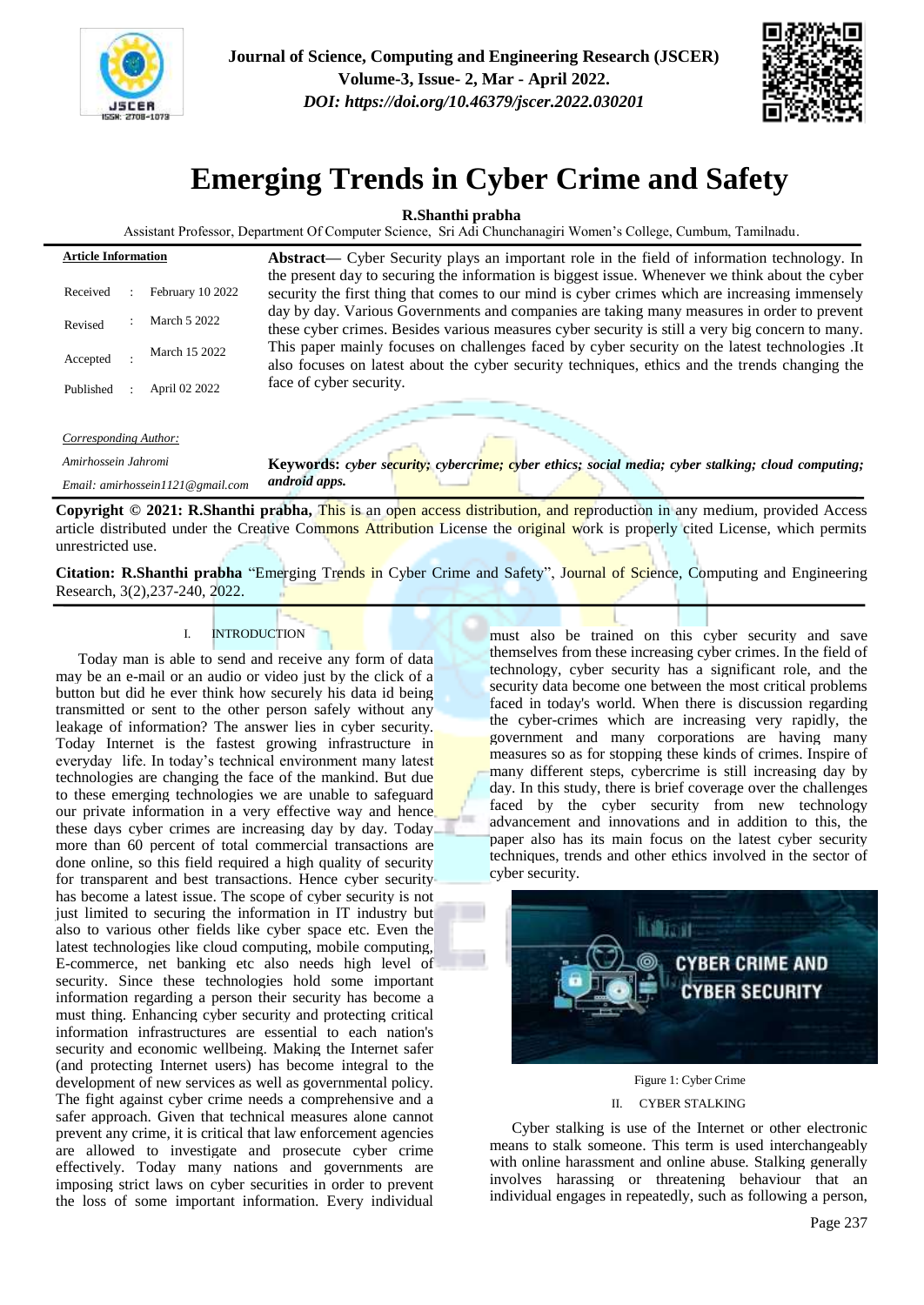# Emerging Trends in Cyber Crime and Safety

**R.Shanthi prabha**

Assistant Professor, Department Of Computer Science, Sri Adi Chunchanagiri Women's College, Cumbum, Tamilnadu.

**Article Information**

| | | |
|---|---|---|
| Received | : | February 10 2022 |
| Revised | : | March 5 2022 |
| Accepted | : | March 15 2022 |
| Published | : | April 02 2022 |

*Corresponding Author:*

*Amirhossein Jahromi*

*Email: amirhossein1121@gmail.com*

**Abstract—** Cyber Security plays an important role in the field of information technology. In the present day to securing the information is biggest issue. Whenever we think about the cyber security the first thing that comes to our mind is cyber crimes which are increasing immensely day by day. Various Governments and companies are taking many measures in order to prevent these cyber crimes. Besides various measures cyber security is still a very big concern to many. This paper mainly focuses on challenges faced by cyber security on the latest technologies .It also focuses on latest about the cyber security techniques, ethics and the trends changing the face of cyber security.

**Keywords:** *cyber security; cybercrime; cyber ethics; social media; cyber stalking; cloud computing; android apps.*

**Copyright © 2021: R.Shanthi prabha,** This is an open access distribution, and reproduction in any medium, provided Access article distributed under the Creative Commons Attribution License the original work is properly cited License, which permits unrestricted use.

**Citation: R.Shanthi prabha** "Emerging Trends in Cyber Crime and Safety", Journal of Science, Computing and Engineering Research, 3(2),237-240, 2022.

## I. INTRODUCTION

Today man is able to send and receive any form of data may be an e-mail or an audio or video just by the click of a button but did he ever think how securely his data id being transmitted or sent to the other person safely without any leakage of information? The answer lies in cyber security. Today Internet is the fastest growing infrastructure in everyday life. In today's technical environment many latest technologies are changing the face of the mankind. But due to these emerging technologies we are unable to safeguard our private information in a very effective way and hence these days cyber crimes are increasing day by day. Today more than 60 percent of total commercial transactions are done online, so this field required a high quality of security for transparent and best transactions. Hence cyber security has become a latest issue. The scope of cyber security is not just limited to securing the information in IT industry but also to various other fields like cyber space etc. Even the latest technologies like cloud computing, mobile computing, E-commerce, net banking etc also needs high level of security. Since these technologies hold some important information regarding a person their security has become a must thing. Enhancing cyber security and protecting critical information infrastructures are essential to each nation's security and economic wellbeing. Making the Internet safer (and protecting Internet users) has become integral to the development of new services as well as governmental policy. The fight against cyber crime needs a comprehensive and a safer approach. Given that technical measures alone cannot prevent any crime, it is critical that law enforcement agencies are allowed to investigate and prosecute cyber crime effectively. Today many nations and governments are imposing strict laws on cyber securities in order to prevent the loss of some important information. Every individual must also be trained on this cyber security and save themselves from these increasing cyber crimes. In the field of technology, cyber security has a significant role, and the security data become one between the most critical problems faced in today's world. When there is discussion regarding the cyber-crimes which are increasing very rapidly, the government and many corporations are having many measures so as for stopping these kinds of crimes. Inspire of many different steps, cybercrime is still increasing day by day. In this study, there is brief coverage over the challenges faced by the cyber security from new technology advancement and innovations and in addition to this, the paper also has its main focus on the latest cyber security techniques, trends and other ethics involved in the sector of cyber security.

Figure 1: Cyber Crime

## II. CYBER STALKING

Cyber stalking is use of the Internet or other electronic means to stalk someone. This term is used interchangeably with online harassment and online abuse. Stalking generally involves harassing or threatening behaviour that an individual engages in repeatedly, such as following a person,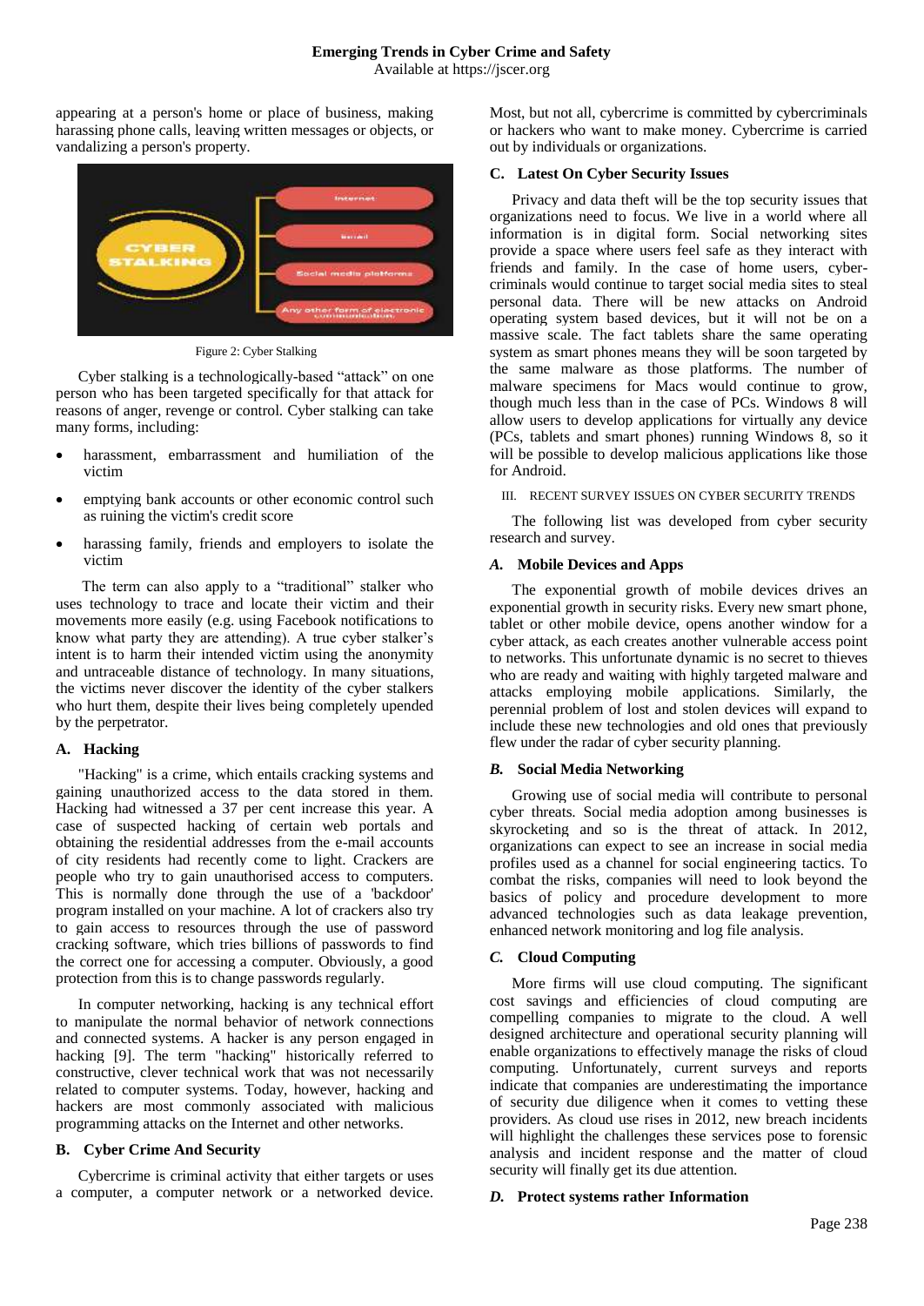appearing at a person's home or place of business, making harassing phone calls, leaving written messages or objects, or vandalizing a person's property.

Figure 2: Cyber Stalking

Cyber stalking is a technologically-based "attack" on one person who has been targeted specifically for that attack for reasons of anger, revenge or control. Cyber stalking can take many forms, including:

- harassment, embarrassment and humiliation of the victim
- emptying bank accounts or other economic control such as ruining the victim's credit score
- harassing family, friends and employers to isolate the victim

The term can also apply to a "traditional" stalker who uses technology to trace and locate their victim and their movements more easily (e.g. using Facebook notifications to know what party they are attending). A true cyber stalker's intent is to harm their intended victim using the anonymity and untraceable distance of technology. In many situations, the victims never discover the identity of the cyber stalkers who hurt them, despite their lives being completely upended by the perpetrator.

### A. Hacking

"Hacking" is a crime, which entails cracking systems and gaining unauthorized access to the data stored in them. Hacking had witnessed a 37 per cent increase this year. A case of suspected hacking of certain web portals and obtaining the residential addresses from the e-mail accounts of city residents had recently come to light. Crackers are people who try to gain unauthorised access to computers. This is normally done through the use of a 'backdoor' program installed on your machine. A lot of crackers also try to gain access to resources through the use of password cracking software, which tries billions of passwords to find the correct one for accessing a computer. Obviously, a good protection from this is to change passwords regularly.

In computer networking, hacking is any technical effort to manipulate the normal behavior of network connections and connected systems. A hacker is any person engaged in hacking [9]. The term "hacking" historically referred to constructive, clever technical work that was not necessarily related to computer systems. Today, however, hacking and hackers are most commonly associated with malicious programming attacks on the Internet and other networks.

### B. Cyber Crime And Security

Cybercrime is criminal activity that either targets or uses a computer, a computer network or a networked device. Most, but not all, cybercrime is committed by cybercriminals or hackers who want to make money. Cybercrime is carried out by individuals or organizations.

### C. Latest On Cyber Security Issues

Privacy and data theft will be the top security issues that organizations need to focus. We live in a world where all information is in digital form. Social networking sites provide a space where users feel safe as they interact with friends and family. In the case of home users, cyber-criminals would continue to target social media sites to steal personal data. There will be new attacks on Android operating system based devices, but it will not be on a massive scale. The fact tablets share the same operating system as smart phones means they will be soon targeted by the same malware as those platforms. The number of malware specimens for Macs would continue to grow, though much less than in the case of PCs. Windows 8 will allow users to develop applications for virtually any device (PCs, tablets and smart phones) running Windows 8, so it will be possible to develop malicious applications like those for Android.

## III. Recent Survey Issues On Cyber Security Trends

The following list was developed from cyber security research and survey.

### *A.* Mobile Devices and Apps

The exponential growth of mobile devices drives an exponential growth in security risks. Every new smart phone, tablet or other mobile device, opens another window for a cyber attack, as each creates another vulnerable access point to networks. This unfortunate dynamic is no secret to thieves who are ready and waiting with highly targeted malware and attacks employing mobile applications. Similarly, the perennial problem of lost and stolen devices will expand to include these new technologies and old ones that previously flew under the radar of cyber security planning.

### *B.* Social Media Networking

Growing use of social media will contribute to personal cyber threats. Social media adoption among businesses is skyrocketing and so is the threat of attack. In 2012, organizations can expect to see an increase in social media profiles used as a channel for social engineering tactics. To combat the risks, companies will need to look beyond the basics of policy and procedure development to more advanced technologies such as data leakage prevention, enhanced network monitoring and log file analysis.

### *C.* Cloud Computing

More firms will use cloud computing. The significant cost savings and efficiencies of cloud computing are compelling companies to migrate to the cloud. A well designed architecture and operational security planning will enable organizations to effectively manage the risks of cloud computing. Unfortunately, current surveys and reports indicate that companies are underestimating the importance of security due diligence when it comes to vetting these providers. As cloud use rises in 2012, new breach incidents will highlight the challenges these services pose to forensic analysis and incident response and the matter of cloud security will finally get its due attention.

### *D.* Protect systems rather Information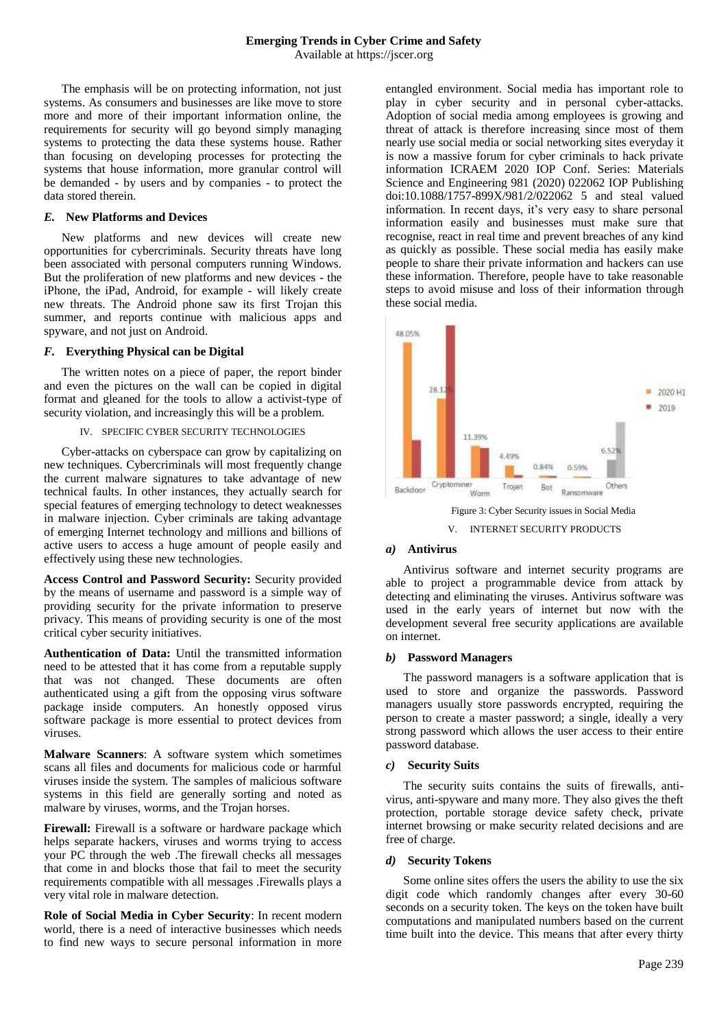The emphasis will be on protecting information, not just systems. As consumers and businesses are like move to store more and more of their important information online, the requirements for security will go beyond simply managing systems to protecting the data these systems house. Rather than focusing on developing processes for protecting the systems that house information, more granular control will be demanded - by users and by companies - to protect the data stored therein.

### *E.* New Platforms and Devices

New platforms and new devices will create new opportunities for cybercriminals. Security threats have long been associated with personal computers running Windows. But the proliferation of new platforms and new devices - the iPhone, the iPad, Android, for example - will likely create new threats. The Android phone saw its first Trojan this summer, and reports continue with malicious apps and spyware, and not just on Android.

### *F.* Everything Physical can be Digital

The written notes on a piece of paper, the report binder and even the pictures on the wall can be copied in digital format and gleaned for the tools to allow a activist-type of security violation, and increasingly this will be a problem.

## IV. SPECIFIC CYBER SECURITY TECHNOLOGIES

Cyber-attacks on cyberspace can grow by capitalizing on new techniques. Cybercriminals will most frequently change the current malware signatures to take advantage of new technical faults. In other instances, they actually search for special features of emerging technology to detect weaknesses in malware injection. Cyber criminals are taking advantage of emerging Internet technology and millions and billions of active users to access a huge amount of people easily and effectively using these new technologies.

**Access Control and Password Security:** Security provided by the means of username and password is a simple way of providing security for the private information to preserve privacy. This means of providing security is one of the most critical cyber security initiatives.

**Authentication of Data:** Until the transmitted information need to be attested that it has come from a reputable supply that was not changed. These documents are often authenticated using a gift from the opposing virus software package inside computers. An honestly opposed virus software package is more essential to protect devices from viruses.

**Malware Scanners**: A software system which sometimes scans all files and documents for malicious code or harmful viruses inside the system. The samples of malicious software systems in this field are generally sorting and noted as malware by viruses, worms, and the Trojan horses.

**Firewall:** Firewall is a software or hardware package which helps separate hackers, viruses and worms trying to access your PC through the web .The firewall checks all messages that come in and blocks those that fail to meet the security requirements compatible with all messages .Firewalls plays a very vital role in malware detection.

**Role of Social Media in Cyber Security**: In recent modern world, there is a need of interactive businesses which needs to find new ways to secure personal information in more entangled environment. Social media has important role to play in cyber security and in personal cyber-attacks. Adoption of social media among employees is growing and threat of attack is therefore increasing since most of them nearly use social media or social networking sites everyday it is now a massive forum for cyber criminals to hack private information ICRAEM 2020 IOP Conf. Series: Materials Science and Engineering 981 (2020) 022062 IOP Publishing doi:10.1088/1757-899X/981/2/022062 5 and steal valued information. In recent days, it's very easy to share personal information easily and businesses must make sure that recognise, react in real time and prevent breaches of any kind as quickly as possible. These social media has easily make people to share their private information and hackers can use these information. Therefore, people have to take reasonable steps to avoid misuse and loss of their information through these social media.

48.05%
28.12%
11.39%
4.49%
0.84%
0.59%
6.52%
Backdoor
Cryptominer
Worm
Trojan
Bot
Ransomware
Others
2020 H1
2019

Figure 3: Cyber Security issues in Social Media

## V. INTERNET SECURITY PRODUCTS

### *a)* Antivirus

Antivirus software and internet security programs are able to project a programmable device from attack by detecting and eliminating the viruses. Antivirus software was used in the early years of internet but now with the development several free security applications are available on internet.

### *b)* Password Managers

The password managers is a software application that is used to store and organize the passwords. Password managers usually store passwords encrypted, requiring the person to create a master password; a single, ideally a very strong password which allows the user access to their entire password database.

### *c)* Security Suits

The security suits contains the suits of firewalls, anti-virus, anti-spyware and many more. They also gives the theft protection, portable storage device safety check, private internet browsing or make security related decisions and are free of charge.

### *d)* Security Tokens

Some online sites offers the users the ability to use the six digit code which randomly changes after every 30-60 seconds on a security token. The keys on the token have built computations and manipulated numbers based on the current time built into the device. This means that after every thirty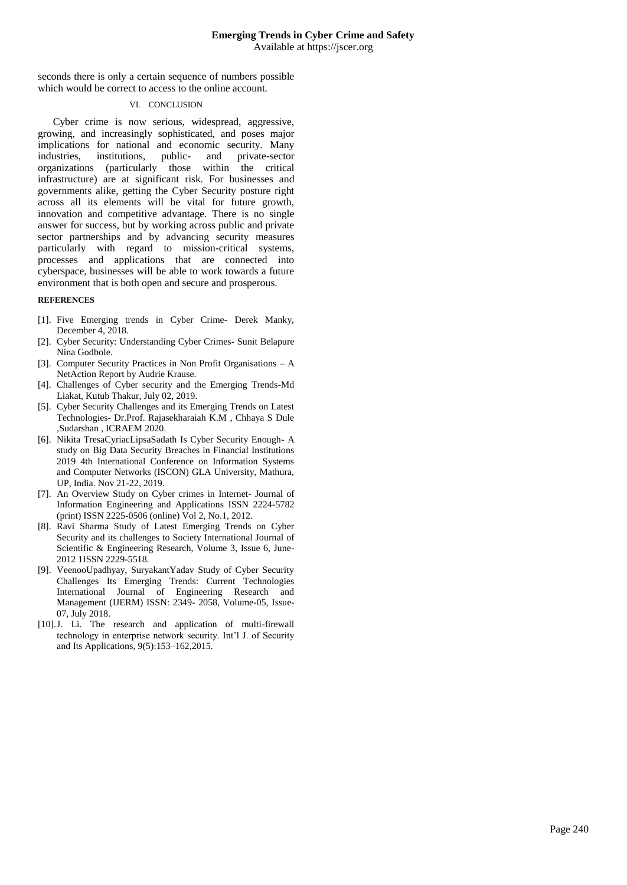seconds there is only a certain sequence of numbers possible which would be correct to access to the online account.

## VI. CONCLUSION

Cyber crime is now serious, widespread, aggressive, growing, and increasingly sophisticated, and poses major implications for national and economic security. Many industries, institutions, public- and private-sector organizations (particularly those within the critical infrastructure) are at significant risk. For businesses and governments alike, getting the Cyber Security posture right across all its elements will be vital for future growth, innovation and competitive advantage. There is no single answer for success, but by working across public and private sector partnerships and by advancing security measures particularly with regard to mission-critical systems, processes and applications that are connected into cyberspace, businesses will be able to work towards a future environment that is both open and secure and prosperous.

## REFERENCES

[1]. Five Emerging trends in Cyber Crime- Derek Manky, December 4, 2018.

[2]. Cyber Security: Understanding Cyber Crimes- Sunit Belapure Nina Godbole.

[3]. Computer Security Practices in Non Profit Organisations – A NetAction Report by Audrie Krause.

[4]. Challenges of Cyber security and the Emerging Trends-Md Liakat, Kutub Thakur, July 02, 2019.

[5]. Cyber Security Challenges and its Emerging Trends on Latest Technologies- Dr.Prof. Rajasekharaiah K.M , Chhaya S Dule ,Sudarshan , ICRAEM 2020.

[6]. Nikita TresaCyriacLipsaSadath Is Cyber Security Enough- A study on Big Data Security Breaches in Financial Institutions 2019 4th International Conference on Information Systems and Computer Networks (ISCON) GLA University, Mathura, UP, India. Nov 21-22, 2019.

[7]. An Overview Study on Cyber crimes in Internet- Journal of Information Engineering and Applications ISSN 2224-5782 (print) ISSN 2225-0506 (online) Vol 2, No.1, 2012.

[8]. Ravi Sharma Study of Latest Emerging Trends on Cyber Security and its challenges to Society International Journal of Scientific & Engineering Research, Volume 3, Issue 6, June-2012 1ISSN 2229-5518.

[9]. VeenooUpadhyay, SuryakantYadav Study of Cyber Security Challenges Its Emerging Trends: Current Technologies International Journal of Engineering Research and Management (IJERM) ISSN: 2349- 2058, Volume-05, Issue-07, July 2018.

[10].J. Li. The research and application of multi-firewall technology in enterprise network security. Int'l J. of Security and Its Applications, 9(5):153–162,2015.